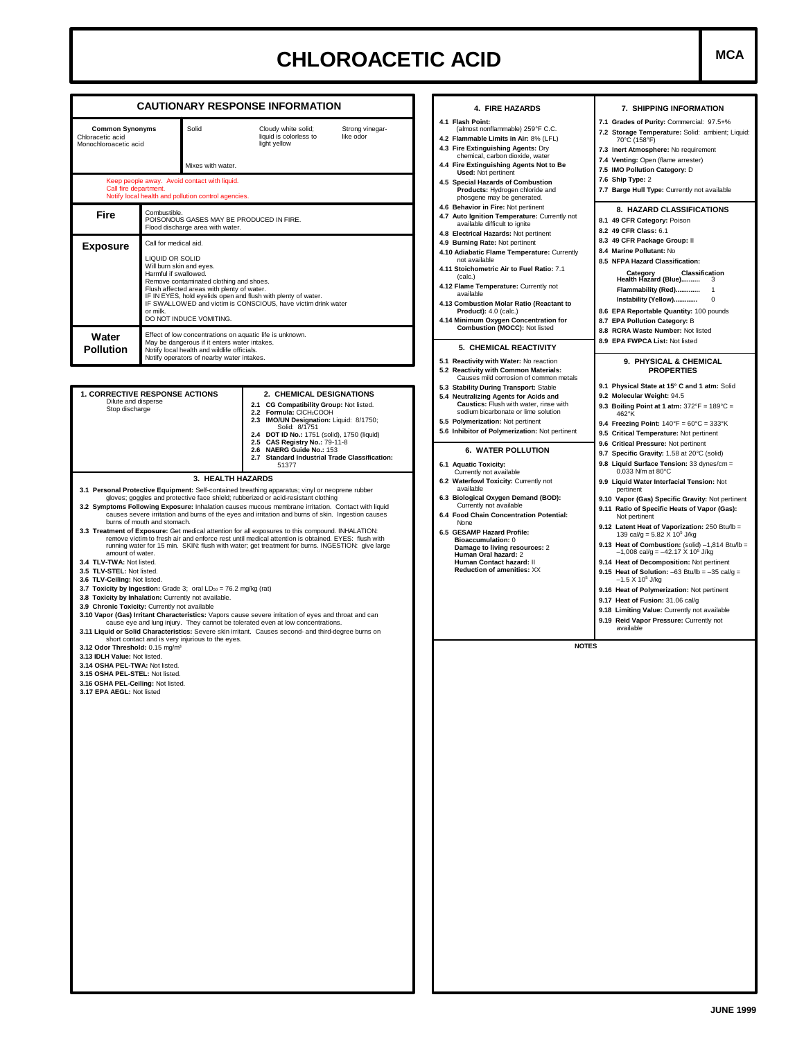# CHLOROACETIC ACID

**MCA**

## CAUTIONARY RESPONSE INFORMATION

| Common Synonyms | Solid | Cloudy white solid; liquid is colorless to light yellow | Strong vinegar-like odor |
|---|---|---|---|
| Chloracetic acid<br>Monochloroacetic acid | Mixes with water. | | |

Keep people away. Avoid contact with liquid.
Call fire department.
Notify local health and pollution control agencies.

| | |
|---|---|
| **Fire** | Combustible.<br>POISONOUS GASES MAY BE PRODUCED IN FIRE.<br>Flood discharge area with water. |
| **Exposure** | Call for medical aid.<br><br>LIQUID OR SOLID<br>Will burn skin and eyes.<br>Harmful if swallowed.<br>Remove contaminated clothing and shoes.<br>Flush affected areas with plenty of water.<br>IF IN EYES, hold eyelids open and flush with plenty of water.<br>IF SWALLOWED and victim is CONSCIOUS, have victim drink water or milk.<br>DO NOT INDUCE VOMITING. |
| **Water Pollution** | Effect of low concentrations on aquatic life is unknown.<br>May be dangerous if it enters water intakes.<br>Notify local health and wildlife officials.<br>Notify operators of nearby water intakes. |

### 1. CORRECTIVE RESPONSE ACTIONS

Dilute and disperse
Stop discharge

### 2. CHEMICAL DESIGNATIONS

**2.1 CG Compatibility Group:** Not listed.
**2.2 Formula:** $ClCH_2COOH$
**2.3 IMO/UN Designation:** Liquid: 8/1750; Solid: 8/1751
**2.4 DOT ID No.:** 1751 (solid), 1750 (liquid)
**2.5 CAS Registry No.:** 79-11-8
**2.6 NAERG Guide No.:** 153
**2.7 Standard Industrial Trade Classification:** 51377

### 3. HEALTH HAZARDS

**3.1 Personal Protective Equipment:** Self-contained breathing apparatus; vinyl or neoprene rubber gloves; goggles and protective face shield; rubberized or acid-resistant clothing
**3.2 Symptoms Following Exposure:** Inhalation causes mucous membrane irritation. Contact with liquid causes severe irritation and burns of the eyes and irritation and burns of skin. Ingestion causes burns of mouth and stomach.
**3.3 Treatment of Exposure:** Get medical attention for all exposures to this compound. INHALATION: remove victim to fresh air and enforce rest until medical attention is obtained. EYES: flush with running water for 15 min. SKIN: flush with water; get treatment for burns. INGESTION: give large amount of water.
**3.4 TLV-TWA:** Not listed.
**3.5 TLV-STEL:** Not listed.
**3.6 TLV-Ceiling:** Not listed.
**3.7 Toxicity by Ingestion:** Grade 3; oral $LD_{50}$ = 76.2 mg/kg (rat)
**3.8 Toxicity by Inhalation:** Currently not available.
**3.9 Chronic Toxicity:** Currently not available
**3.10 Vapor (Gas) Irritant Characteristics:** Vapors cause severe irritation of eyes and throat and can cause eye and lung injury. They cannot be tolerated even at low concentrations.
**3.11 Liquid or Solid Characteristics:** Severe skin irritant. Causes second- and third-degree burns on short contact and is very injurious to the eyes.
**3.12 Odor Threshold:** 0.15 $mg/m^3$
**3.13 IDLH Value:** Not listed.
**3.14 OSHA PEL-TWA:** Not listed.
**3.15 OSHA PEL-STEL:** Not listed.
**3.16 OSHA PEL-Ceiling:** Not listed.
**3.17 EPA AEGL:** Not listed

### 4. FIRE HAZARDS

**4.1 Flash Point:** (almost nonflammable) 259°F C.C.
**4.2 Flammable Limits in Air:** 8% (LFL)
**4.3 Fire Extinguishing Agents:** Dry chemical, carbon dioxide, water
**4.4 Fire Extinguishing Agents Not to Be Used:** Not pertinent
**4.5 Special Hazards of Combustion Products:** Hydrogen chloride and phosgene may be generated.
**4.6 Behavior in Fire:** Not pertinent
**4.7 Auto Ignition Temperature:** Currently not available difficult to ignite
**4.8 Electrical Hazards:** Not pertinent
**4.9 Burning Rate:** Not pertinent
**4.10 Adiabatic Flame Temperature:** Currently not available
**4.11 Stoichometric Air to Fuel Ratio:** 7.1 (calc.)
**4.12 Flame Temperature:** Currently not available
**4.13 Combustion Molar Ratio (Reactant to Product):** 4.0 (calc.)
**4.14 Minimum Oxygen Concentration for Combustion (MOCC):** Not listed

### 5. CHEMICAL REACTIVITY

**5.1 Reactivity with Water:** No reaction
**5.2 Reactivity with Common Materials:** Causes mild corrosion of common metals
**5.3 Stability During Transport:** Stable
**5.4 Neutralizing Agents for Acids and Caustics:** Flush with water, rinse with sodium bicarbonate or lime solution
**5.5 Polymerization:** Not pertinent
**5.6 Inhibitor of Polymerization:** Not pertinent

### 6. WATER POLLUTION

**6.1 Aquatic Toxicity:** Currently not available
**6.2 Waterfowl Toxicity:** Currently not available
**6.3 Biological Oxygen Demand (BOD):** Currently not available
**6.4 Food Chain Concentration Potential:** None
**6.5 GESAMP Hazard Profile:**
**Bioaccumulation:** 0
**Damage to living resources:** 2
**Human Oral hazard:** 2
**Human Contact hazard:** II
**Reduction of amenities:** XX

### 7. SHIPPING INFORMATION

**7.1 Grades of Purity:** Commercial: 97.5+%
**7.2 Storage Temperature:** Solid: ambient; Liquid: 70°C (158°F)
**7.3 Inert Atmosphere:** No requirement
**7.4 Venting:** Open (flame arrester)
**7.5 IMO Pollution Category:** D
**7.6 Ship Type:** 2
**7.7 Barge Hull Type:** Currently not available

### 8. HAZARD CLASSIFICATIONS

**8.1 49 CFR Category:** Poison
**8.2 49 CFR Class:** 6.1
**8.3 49 CFR Package Group:** II
**8.4 Marine Pollutant:** No
**8.5 NFPA Hazard Classification:**

| Category | Classification |
|---|---|
| Health Hazard (Blue).......... | 3 |
| Flammability (Red)............ | 1 |
| Instability (Yellow)............ | 0 |

**8.6 EPA Reportable Quantity:** 100 pounds
**8.7 EPA Pollution Category:** B
**8.8 RCRA Waste Number:** Not listed
**8.9 EPA FWPCA List:** Not listed

### 9. PHYSICAL & CHEMICAL PROPERTIES

**9.1 Physical State at 15° C and 1 atm:** Solid
**9.2 Molecular Weight:** 94.5
**9.3 Boiling Point at 1 atm:** 372°F = 189°C = 462°K
**9.4 Freezing Point:** 140°F = 60°C = 333°K
**9.5 Critical Temperature:** Not pertinent
**9.6 Critical Pressure:** Not pertinent
**9.7 Specific Gravity:** 1.58 at 20°C (solid)
**9.8 Liquid Surface Tension:** 33 dynes/cm = 0.033 N/m at 80°C
**9.9 Liquid Water Interfacial Tension:** Not pertinent
**9.10 Vapor (Gas) Specific Gravity:** Not pertinent
**9.11 Ratio of Specific Heats of Vapor (Gas):** Not pertinent
**9.12 Latent Heat of Vaporization:** 250 Btu/lb = 139 cal/g = 5.82 X $10^5$ J/kg
**9.13 Heat of Combustion:** (solid) –1,814 Btu/lb = –1,008 cal/g = –42.17 X $10^5$ J/kg
**9.14 Heat of Decomposition:** Not pertinent
**9.15 Heat of Solution:** –63 Btu/lb = –35 cal/g = –1.5 X $10^5$ J/kg
**9.16 Heat of Polymerization:** Not pertinent
**9.17 Heat of Fusion:** 31.06 cal/g
**9.18 Limiting Value:** Currently not available
**9.19 Reid Vapor Pressure:** Currently not available

**NOTES**

JUNE 1999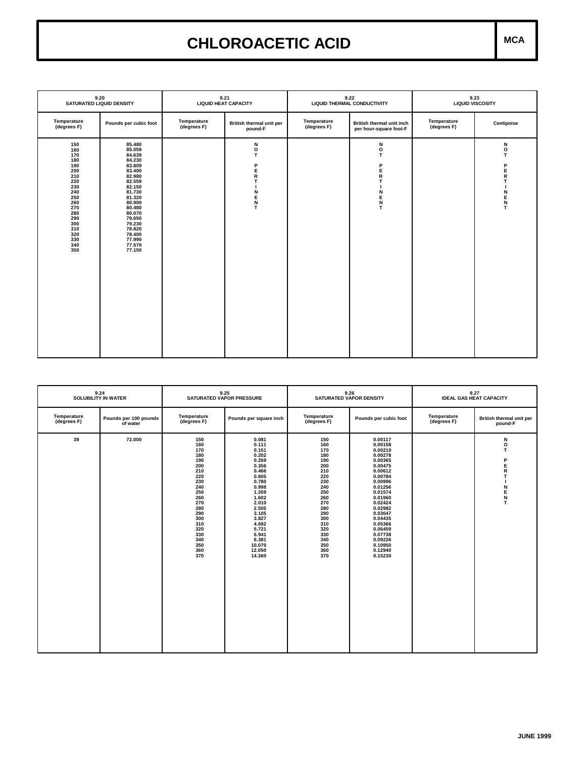# CHLOROACETIC ACID

MCA

| 9.20 SATURATED LIQUID DENSITY | | 9.21 LIQUID HEAT CAPACITY | | 9.22 LIQUID THERMAL CONDUCTIVITY | | 9.23 LIQUID VISCOSITY | |
|---|---|---|---|---|---|---|---|
| Temperature (degrees F) | Pounds per cubic foot | Temperature (degrees F) | British thermal unit per pound-F | Temperature (degrees F) | British thermal unit inch per hour-square foot-F | Temperature (degrees F) | Centipoise |
| 150 | 85.480 | | N O T P E R T I N E N T | | N O T P E R T I N E N T | | N O T P E R T I N E N T |
| 160 | 85.059 | | | | | | |
| 170 | 84.639 | | | | | | |
| 180 | 84.230 | | | | | | |
| 190 | 83.809 | | | | | | |
| 200 | 83.400 | | | | | | |
| 210 | 82.980 | | | | | | |
| 220 | 82.559 | | | | | | |
| 230 | 82.150 | | | | | | |
| 240 | 81.730 | | | | | | |
| 250 | 81.320 | | | | | | |
| 260 | 80.900 | | | | | | |
| 270 | 80.480 | | | | | | |
| 280 | 80.070 | | | | | | |
| 290 | 79.650 | | | | | | |
| 300 | 79.230 | | | | | | |
| 310 | 78.820 | | | | | | |
| 320 | 78.400 | | | | | | |
| 330 | 77.990 | | | | | | |
| 340 | 77.570 | | | | | | |
| 350 | 77.150 | | | | | | |

| 9.24 SOLUBILITY IN WATER | | 9.25 SATURATED VAPOR PRESSURE | | 9.26 SATURATED VAPOR DENSITY | | 9.27 IDEAL GAS HEAT CAPACITY | |
|---|---|---|---|---|---|---|---|
| Temperature (degrees F) | Pounds per 100 pounds of water | Temperature (degrees F) | Pounds per square inch | Temperature (degrees F) | Pounds per cubic foot | Temperature (degrees F) | British thermal unit per pound-F |
| 39 | 72.000 | 150 | 0.081 | 150 | 0.00117 | | N O T P E R T I N E N T |
| | | 160 | 0.111 | 160 | 0.00158 | | |
| | | 170 | 0.151 | 170 | 0.00210 | | |
| | | 180 | 0.202 | 180 | 0.00278 | | |
| | | 190 | 0.269 | 190 | 0.00365 | | |
| | | 200 | 0.356 | 200 | 0.00475 | | |
| | | 210 | 0.466 | 210 | 0.00612 | | |
| | | 220 | 0.605 | 220 | 0.00784 | | |
| | | 230 | 0.780 | 230 | 0.00996 | | |
| | | 240 | 0.998 | 240 | 0.01256 | | |
| | | 250 | 1.269 | 250 | 0.01574 | | |
| | | 260 | 1.602 | 260 | 0.01960 | | |
| | | 270 | 2.010 | 270 | 0.02424 | | |
| | | 280 | 2.505 | 280 | 0.02982 | | |
| | | 290 | 3.105 | 290 | 0.03647 | | |
| | | 300 | 3.827 | 300 | 0.04435 | | |
| | | 310 | 4.692 | 310 | 0.05366 | | |
| | | 320 | 5.721 | 320 | 0.06459 | | |
| | | 330 | 6.941 | 330 | 0.07738 | | |
| | | 340 | 8.381 | 340 | 0.09226 | | |
| | | 350 | 10.070 | 350 | 0.10950 | | |
| | | 360 | 12.050 | 360 | 0.12940 | | |
| | | 370 | 14.360 | 370 | 0.15230 | | |

JUNE 1999